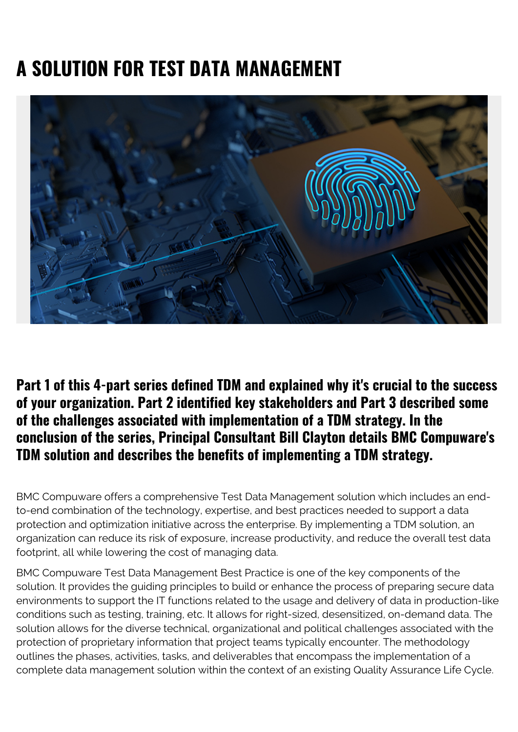# A SOLUTION FOR TEST DATA MANAGEMENT

**Part 1 of this 4-part series defined TDM and explained why it's crucial to the success of your organization. Part 2 identified key stakeholders and Part 3 described some of the challenges associated with implementation of a TDM strategy. In the conclusion of the series, Principal Consultant Bill Clayton details BMC Compuware's TDM solution and describes the benefits of implementing a TDM strategy.**

BMC Compuware offers a comprehensive Test Data Management solution which includes an end-to-end combination of the technology, expertise, and best practices needed to support a data protection and optimization initiative across the enterprise. By implementing a TDM solution, an organization can reduce its risk of exposure, increase productivity, and reduce the overall test data footprint, all while lowering the cost of managing data.

BMC Compuware Test Data Management Best Practice is one of the key components of the solution. It provides the guiding principles to build or enhance the process of preparing secure data environments to support the IT functions related to the usage and delivery of data in production-like conditions such as testing, training, etc. It allows for right-sized, desensitized, on-demand data. The solution allows for the diverse technical, organizational and political challenges associated with the protection of proprietary information that project teams typically encounter. The methodology outlines the phases, activities, tasks, and deliverables that encompass the implementation of a complete data management solution within the context of an existing Quality Assurance Life Cycle.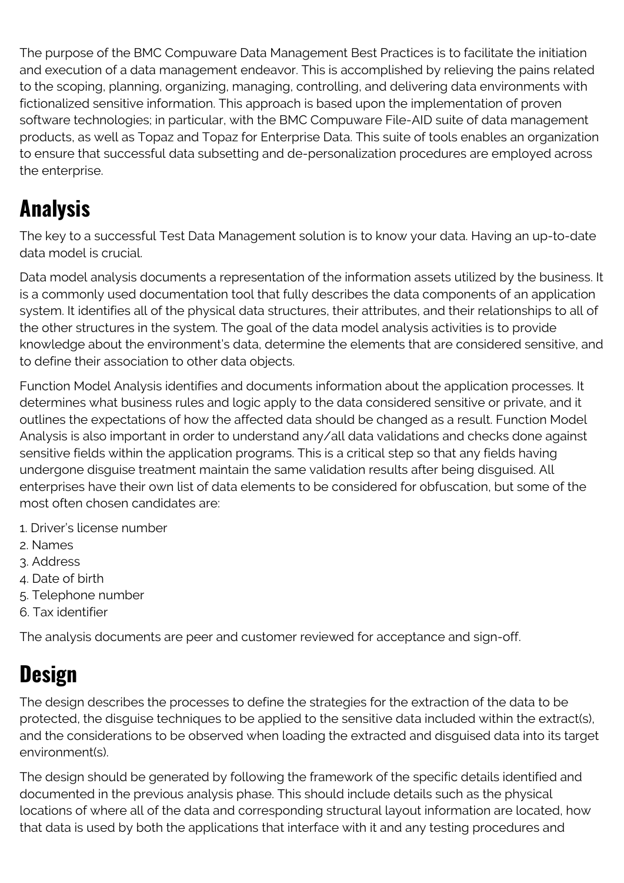The purpose of the BMC Compuware Data Management Best Practices is to facilitate the initiation and execution of a data management endeavor. This is accomplished by relieving the pains related to the scoping, planning, organizing, managing, controlling, and delivering data environments with fictionalized sensitive information. This approach is based upon the implementation of proven software technologies; in particular, with the BMC Compuware File-AID suite of data management products, as well as Topaz and Topaz for Enterprise Data. This suite of tools enables an organization to ensure that successful data subsetting and de-personalization procedures are employed across the enterprise.

## Analysis

The key to a successful Test Data Management solution is to know your data. Having an up-to-date data model is crucial.

Data model analysis documents a representation of the information assets utilized by the business. It is a commonly used documentation tool that fully describes the data components of an application system. It identifies all of the physical data structures, their attributes, and their relationships to all of the other structures in the system. The goal of the data model analysis activities is to provide knowledge about the environment's data, determine the elements that are considered sensitive, and to define their association to other data objects.

Function Model Analysis identifies and documents information about the application processes. It determines what business rules and logic apply to the data considered sensitive or private, and it outlines the expectations of how the affected data should be changed as a result. Function Model Analysis is also important in order to understand any/all data validations and checks done against sensitive fields within the application programs. This is a critical step so that any fields having undergone disguise treatment maintain the same validation results after being disguised. All enterprises have their own list of data elements to be considered for obfuscation, but some of the most often chosen candidates are:

1. Driver's license number
2. Names
3. Address
4. Date of birth
5. Telephone number
6. Tax identifier

The analysis documents are peer and customer reviewed for acceptance and sign-off.

## Design

The design describes the processes to define the strategies for the extraction of the data to be protected, the disguise techniques to be applied to the sensitive data included within the extract(s), and the considerations to be observed when loading the extracted and disguised data into its target environment(s).

The design should be generated by following the framework of the specific details identified and documented in the previous analysis phase. This should include details such as the physical locations of where all of the data and corresponding structural layout information are located, how that data is used by both the applications that interface with it and any testing procedures and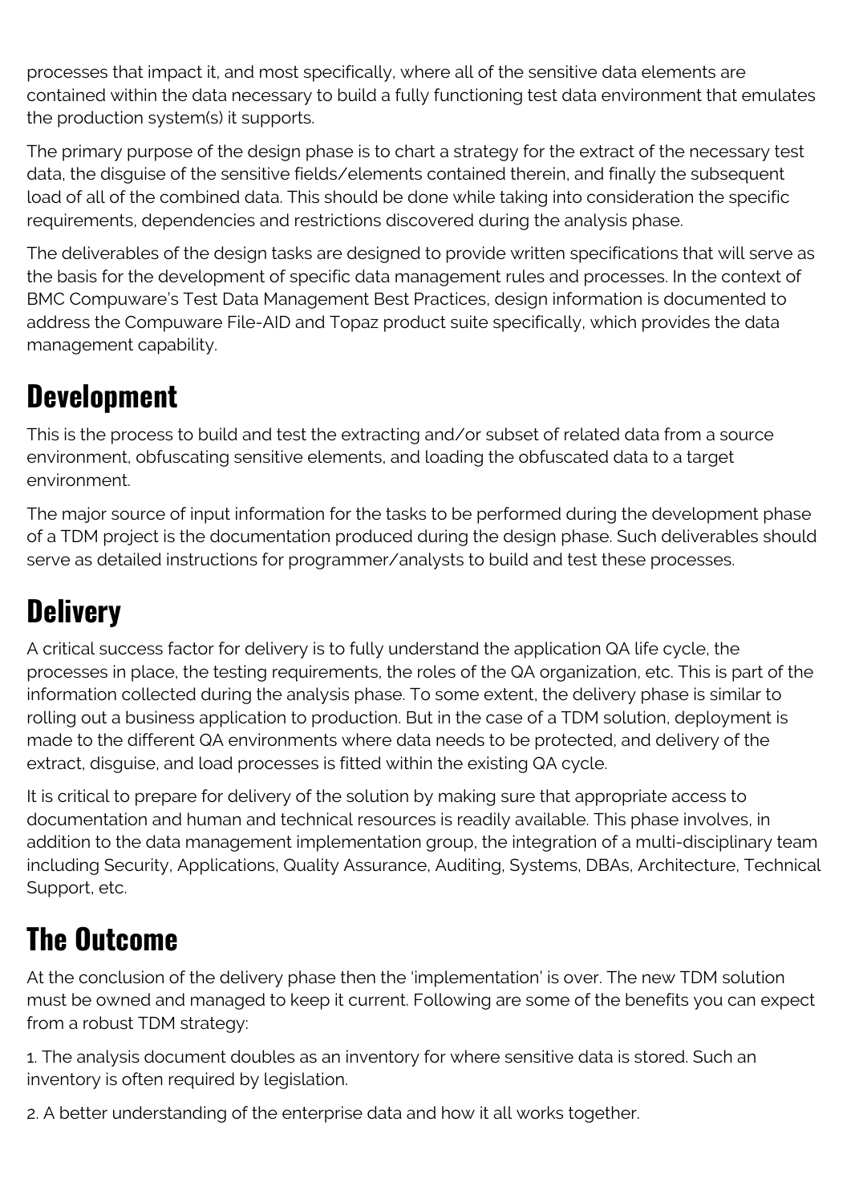processes that impact it, and most specifically, where all of the sensitive data elements are contained within the data necessary to build a fully functioning test data environment that emulates the production system(s) it supports.

The primary purpose of the design phase is to chart a strategy for the extract of the necessary test data, the disguise of the sensitive fields/elements contained therein, and finally the subsequent load of all of the combined data. This should be done while taking into consideration the specific requirements, dependencies and restrictions discovered during the analysis phase.

The deliverables of the design tasks are designed to provide written specifications that will serve as the basis for the development of specific data management rules and processes. In the context of BMC Compuware's Test Data Management Best Practices, design information is documented to address the Compuware File-AID and Topaz product suite specifically, which provides the data management capability.

## Development

This is the process to build and test the extracting and/or subset of related data from a source environment, obfuscating sensitive elements, and loading the obfuscated data to a target environment.

The major source of input information for the tasks to be performed during the development phase of a TDM project is the documentation produced during the design phase. Such deliverables should serve as detailed instructions for programmer/analysts to build and test these processes.

## Delivery

A critical success factor for delivery is to fully understand the application QA life cycle, the processes in place, the testing requirements, the roles of the QA organization, etc. This is part of the information collected during the analysis phase. To some extent, the delivery phase is similar to rolling out a business application to production. But in the case of a TDM solution, deployment is made to the different QA environments where data needs to be protected, and delivery of the extract, disguise, and load processes is fitted within the existing QA cycle.

It is critical to prepare for delivery of the solution by making sure that appropriate access to documentation and human and technical resources is readily available. This phase involves, in addition to the data management implementation group, the integration of a multi-disciplinary team including Security, Applications, Quality Assurance, Auditing, Systems, DBAs, Architecture, Technical Support, etc.

## The Outcome

At the conclusion of the delivery phase then the 'implementation' is over. The new TDM solution must be owned and managed to keep it current. Following are some of the benefits you can expect from a robust TDM strategy:

1. The analysis document doubles as an inventory for where sensitive data is stored. Such an inventory is often required by legislation.

2. A better understanding of the enterprise data and how it all works together.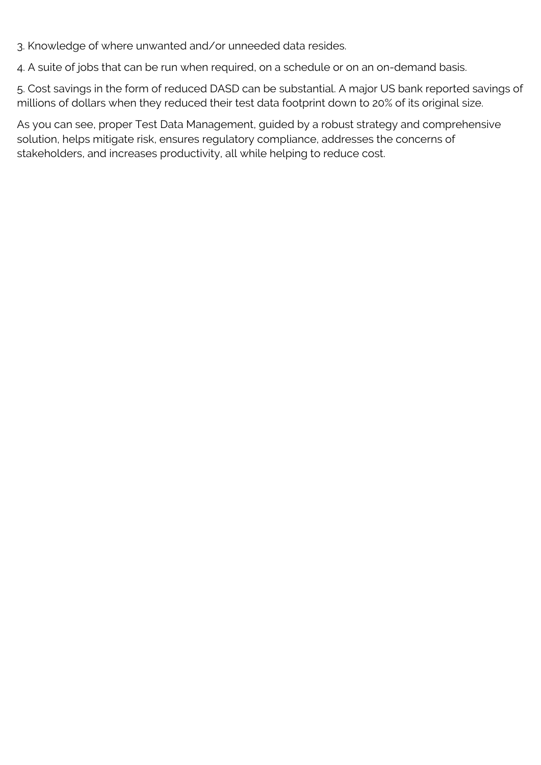3. Knowledge of where unwanted and/or unneeded data resides.

4. A suite of jobs that can be run when required, on a schedule or on an on-demand basis.

5. Cost savings in the form of reduced DASD can be substantial. A major US bank reported savings of millions of dollars when they reduced their test data footprint down to 20% of its original size.

As you can see, proper Test Data Management, guided by a robust strategy and comprehensive solution, helps mitigate risk, ensures regulatory compliance, addresses the concerns of stakeholders, and increases productivity, all while helping to reduce cost.